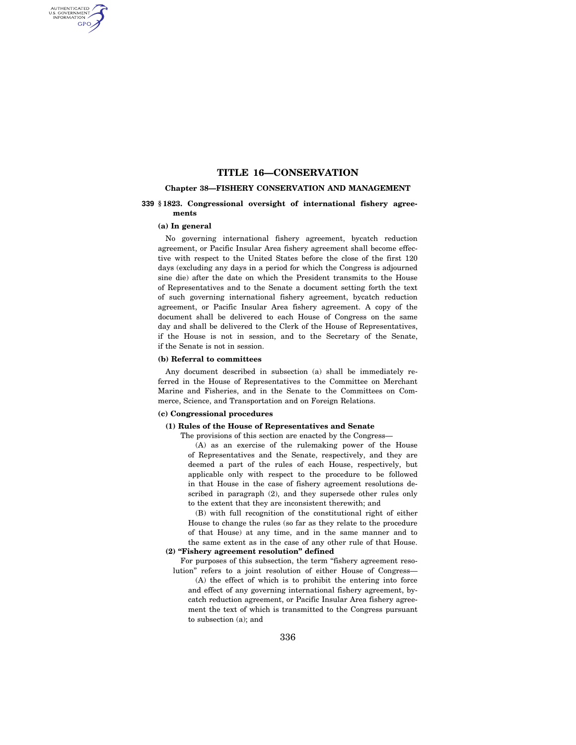# TITLE 16—CONSERVATION

## Chapter 38—FISHERY CONSERVATION AND MANAGEMENT

### 339 § 1823. Congressional oversight of international fishery agreements

**(a) In general**

No governing international fishery agreement, bycatch reduction agreement, or Pacific Insular Area fishery agreement shall become effective with respect to the United States before the close of the first 120 days (excluding any days in a period for which the Congress is adjourned sine die) after the date on which the President transmits to the House of Representatives and to the Senate a document setting forth the text of such governing international fishery agreement, bycatch reduction agreement, or Pacific Insular Area fishery agreement. A copy of the document shall be delivered to each House of Congress on the same day and shall be delivered to the Clerk of the House of Representatives, if the House is not in session, and to the Secretary of the Senate, if the Senate is not in session.

**(b) Referral to committees**

Any document described in subsection (a) shall be immediately referred in the House of Representatives to the Committee on Merchant Marine and Fisheries, and in the Senate to the Committees on Commerce, Science, and Transportation and on Foreign Relations.

**(c) Congressional procedures**

**(1) Rules of the House of Representatives and Senate**

The provisions of this section are enacted by the Congress—

(A) as an exercise of the rulemaking power of the House of Representatives and the Senate, respectively, and they are deemed a part of the rules of each House, respectively, but applicable only with respect to the procedure to be followed in that House in the case of fishery agreement resolutions described in paragraph (2), and they supersede other rules only to the extent that they are inconsistent therewith; and

(B) with full recognition of the constitutional right of either House to change the rules (so far as they relate to the procedure of that House) at any time, and in the same manner and to the same extent as in the case of any other rule of that House.

**(2) "Fishery agreement resolution" defined**

For purposes of this subsection, the term "fishery agreement resolution" refers to a joint resolution of either House of Congress—

(A) the effect of which is to prohibit the entering into force and effect of any governing international fishery agreement, bycatch reduction agreement, or Pacific Insular Area fishery agreement the text of which is transmitted to the Congress pursuant to subsection (a); and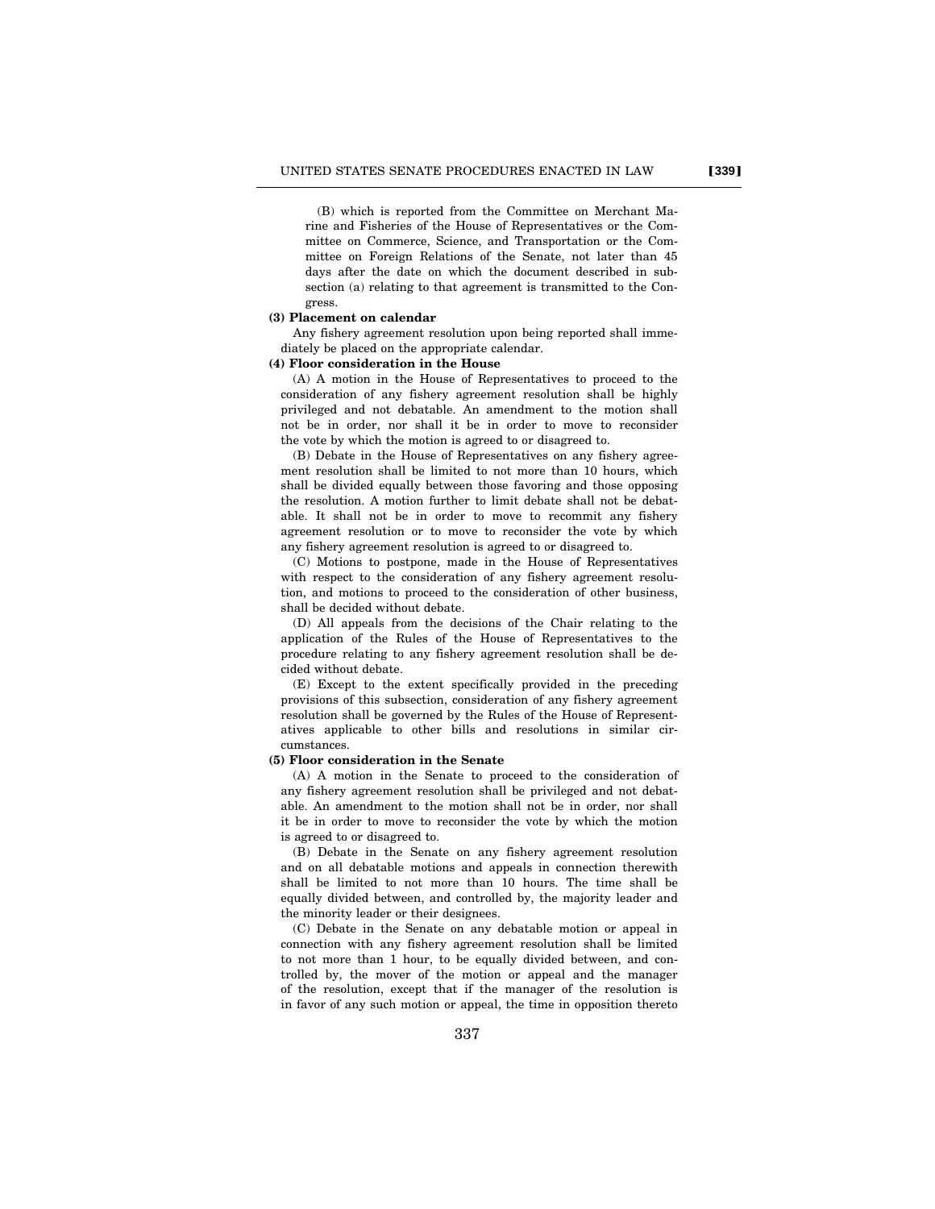(B) which is reported from the Committee on Merchant Marine and Fisheries of the House of Representatives or the Committee on Commerce, Science, and Transportation or the Committee on Foreign Relations of the Senate, not later than 45 days after the date on which the document described in subsection (a) relating to that agreement is transmitted to the Congress.

**(3) Placement on calendar**

Any fishery agreement resolution upon being reported shall immediately be placed on the appropriate calendar.

**(4) Floor consideration in the House**

(A) A motion in the House of Representatives to proceed to the consideration of any fishery agreement resolution shall be highly privileged and not debatable. An amendment to the motion shall not be in order, nor shall it be in order to move to reconsider the vote by which the motion is agreed to or disagreed to.

(B) Debate in the House of Representatives on any fishery agreement resolution shall be limited to not more than 10 hours, which shall be divided equally between those favoring and those opposing the resolution. A motion further to limit debate shall not be debatable. It shall not be in order to move to recommit any fishery agreement resolution or to move to reconsider the vote by which any fishery agreement resolution is agreed to or disagreed to.

(C) Motions to postpone, made in the House of Representatives with respect to the consideration of any fishery agreement resolution, and motions to proceed to the consideration of other business, shall be decided without debate.

(D) All appeals from the decisions of the Chair relating to the application of the Rules of the House of Representatives to the procedure relating to any fishery agreement resolution shall be decided without debate.

(E) Except to the extent specifically provided in the preceding provisions of this subsection, consideration of any fishery agreement resolution shall be governed by the Rules of the House of Representatives applicable to other bills and resolutions in similar circumstances.

**(5) Floor consideration in the Senate**

(A) A motion in the Senate to proceed to the consideration of any fishery agreement resolution shall be privileged and not debatable. An amendment to the motion shall not be in order, nor shall it be in order to move to reconsider the vote by which the motion is agreed to or disagreed to.

(B) Debate in the Senate on any fishery agreement resolution and on all debatable motions and appeals in connection therewith shall be limited to not more than 10 hours. The time shall be equally divided between, and controlled by, the majority leader and the minority leader or their designees.

(C) Debate in the Senate on any debatable motion or appeal in connection with any fishery agreement resolution shall be limited to not more than 1 hour, to be equally divided between, and controlled by, the mover of the motion or appeal and the manager of the resolution, except that if the manager of the resolution is in favor of any such motion or appeal, the time in opposition thereto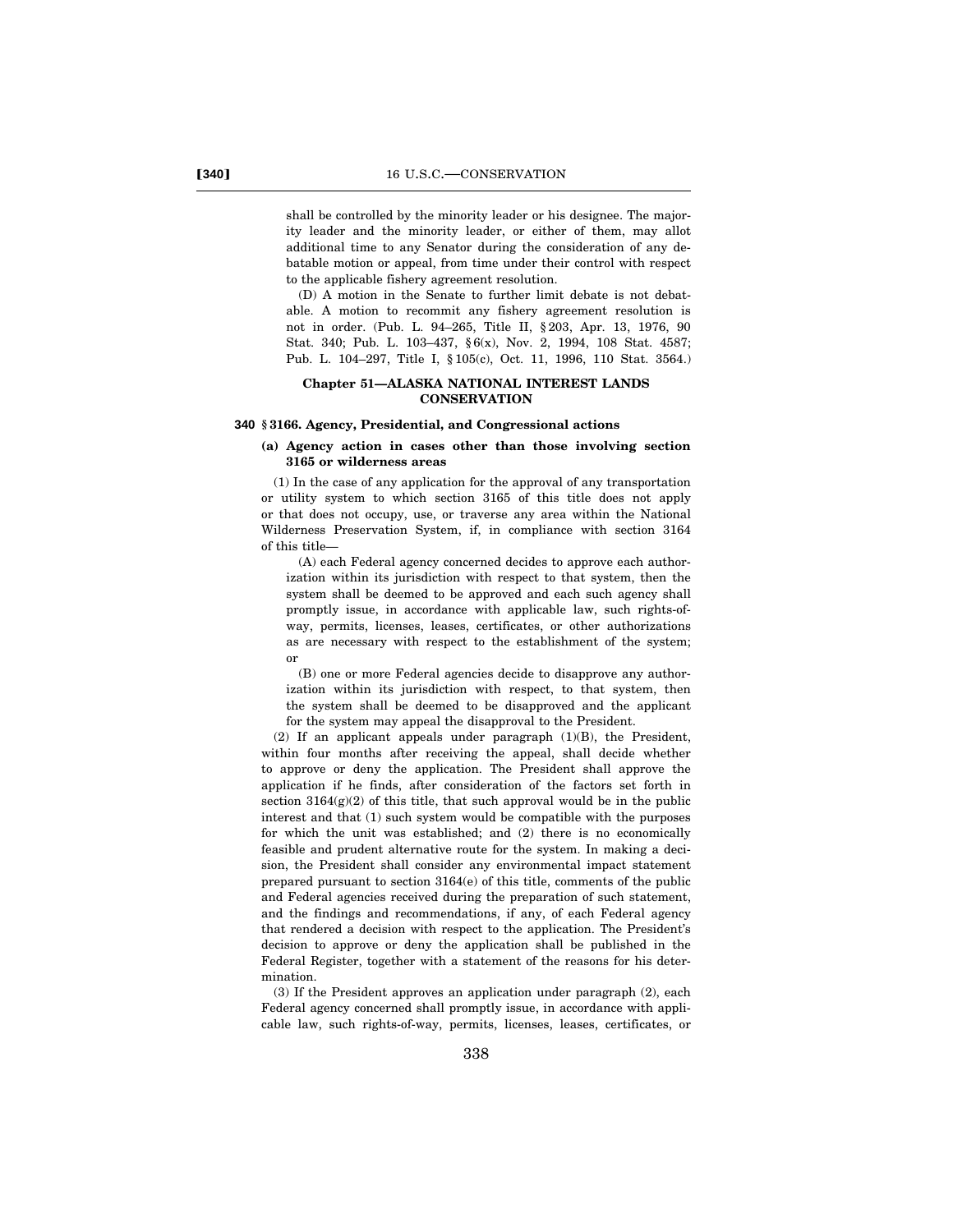shall be controlled by the minority leader or his designee. The majority leader and the minority leader, or either of them, may allot additional time to any Senator during the consideration of any debatable motion or appeal, from time under their control with respect to the applicable fishery agreement resolution.

(D) A motion in the Senate to further limit debate is not debatable. A motion to recommit any fishery agreement resolution is not in order. (Pub. L. 94–265, Title II, § 203, Apr. 13, 1976, 90 Stat. 340; Pub. L. 103–437, § 6(x), Nov. 2, 1994, 108 Stat. 4587; Pub. L. 104–297, Title I, § 105(c), Oct. 11, 1996, 110 Stat. 3564.)

## Chapter 51—ALASKA NATIONAL INTEREST LANDS CONSERVATION

### 340 § 3166. Agency, Presidential, and Congressional actions

#### (a) Agency action in cases other than those involving section 3165 or wilderness areas

(1) In the case of any application for the approval of any transportation or utility system to which section 3165 of this title does not apply or that does not occupy, use, or traverse any area within the National Wilderness Preservation System, if, in compliance with section 3164 of this title—

(A) each Federal agency concerned decides to approve each authorization within its jurisdiction with respect to that system, then the system shall be deemed to be approved and each such agency shall promptly issue, in accordance with applicable law, such rights-of-way, permits, licenses, leases, certificates, or other authorizations as are necessary with respect to the establishment of the system; or

(B) one or more Federal agencies decide to disapprove any authorization within its jurisdiction with respect, to that system, then the system shall be deemed to be disapproved and the applicant for the system may appeal the disapproval to the President.

(2) If an applicant appeals under paragraph (1)(B), the President, within four months after receiving the appeal, shall decide whether to approve or deny the application. The President shall approve the application if he finds, after consideration of the factors set forth in section 3164(g)(2) of this title, that such approval would be in the public interest and that (1) such system would be compatible with the purposes for which the unit was established; and (2) there is no economically feasible and prudent alternative route for the system. In making a decision, the President shall consider any environmental impact statement prepared pursuant to section 3164(e) of this title, comments of the public and Federal agencies received during the preparation of such statement, and the findings and recommendations, if any, of each Federal agency that rendered a decision with respect to the application. The President's decision to approve or deny the application shall be published in the Federal Register, together with a statement of the reasons for his determination.

(3) If the President approves an application under paragraph (2), each Federal agency concerned shall promptly issue, in accordance with applicable law, such rights-of-way, permits, licenses, leases, certificates, or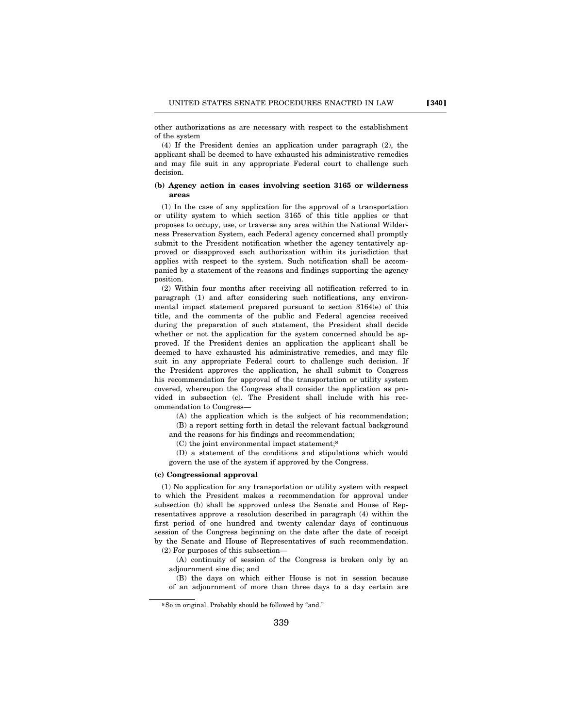other authorizations as are necessary with respect to the establishment of the system

(4) If the President denies an application under paragraph (2), the applicant shall be deemed to have exhausted his administrative remedies and may file suit in any appropriate Federal court to challenge such decision.

**(b) Agency action in cases involving section 3165 or wilderness areas**

(1) In the case of any application for the approval of a transportation or utility system to which section 3165 of this title applies or that proposes to occupy, use, or traverse any area within the National Wilderness Preservation System, each Federal agency concerned shall promptly submit to the President notification whether the agency tentatively approved or disapproved each authorization within its jurisdiction that applies with respect to the system. Such notification shall be accompanied by a statement of the reasons and findings supporting the agency position.

(2) Within four months after receiving all notification referred to in paragraph (1) and after considering such notifications, any environmental impact statement prepared pursuant to section 3164(e) of this title, and the comments of the public and Federal agencies received during the preparation of such statement, the President shall decide whether or not the application for the system concerned should be approved. If the President denies an application the applicant shall be deemed to have exhausted his administrative remedies, and may file suit in any appropriate Federal court to challenge such decision. If the President approves the application, he shall submit to Congress his recommendation for approval of the transportation or utility system covered, whereupon the Congress shall consider the application as provided in subsection (c). The President shall include with his recommendation to Congress—

(A) the application which is the subject of his recommendation;

(B) a report setting forth in detail the relevant factual background and the reasons for his findings and recommendation;

(C) the joint environmental impact statement;[8]

(D) a statement of the conditions and stipulations which would govern the use of the system if approved by the Congress.

**(c) Congressional approval**

(1) No application for any transportation or utility system with respect to which the President makes a recommendation for approval under subsection (b) shall be approved unless the Senate and House of Representatives approve a resolution described in paragraph (4) within the first period of one hundred and twenty calendar days of continuous session of the Congress beginning on the date after the date of receipt by the Senate and House of Representatives of such recommendation.

(2) For purposes of this subsection—

(A) continuity of session of the Congress is broken only by an adjournment sine die; and

(B) the days on which either House is not in session because of an adjournment of more than three days to a day certain are

[8] So in original. Probably should be followed by "and."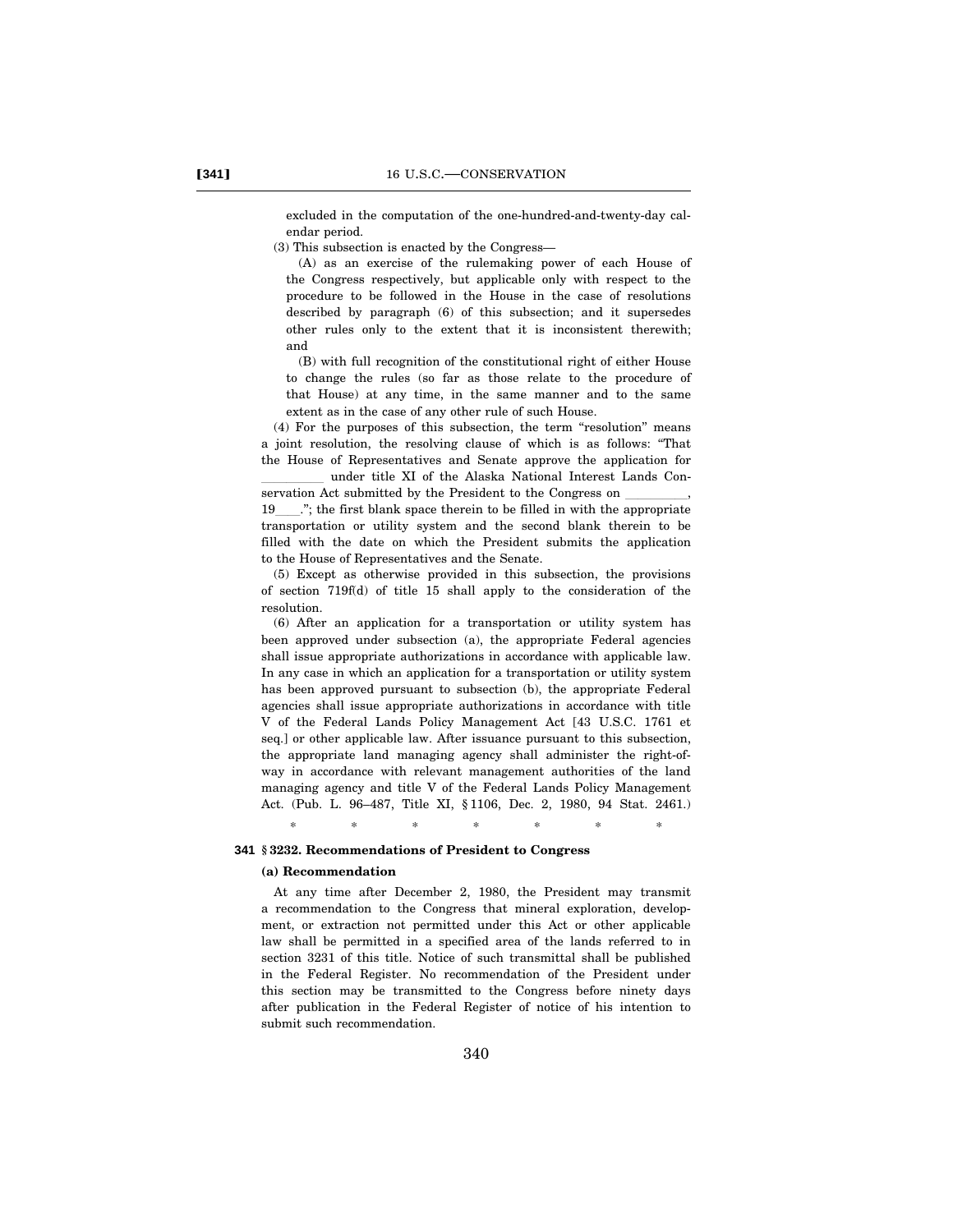excluded in the computation of the one-hundred-and-twenty-day calendar period.

(3) This subsection is enacted by the Congress—

(A) as an exercise of the rulemaking power of each House of the Congress respectively, but applicable only with respect to the procedure to be followed in the House in the case of resolutions described by paragraph (6) of this subsection; and it supersedes other rules only to the extent that it is inconsistent therewith; and

(B) with full recognition of the constitutional right of either House to change the rules (so far as those relate to the procedure of that House) at any time, in the same manner and to the same extent as in the case of any other rule of such House.

(4) For the purposes of this subsection, the term "resolution" means a joint resolution, the resolving clause of which is as follows: "That the House of Representatives and Senate approve the application for __________ under title XI of the Alaska National Interest Lands Conservation Act submitted by the President to the Congress on __________, 19____."; the first blank space therein to be filled in with the appropriate transportation or utility system and the second blank therein to be filled with the date on which the President submits the application to the House of Representatives and the Senate.

(5) Except as otherwise provided in this subsection, the provisions of section 719f(d) of title 15 shall apply to the consideration of the resolution.

(6) After an application for a transportation or utility system has been approved under subsection (a), the appropriate Federal agencies shall issue appropriate authorizations in accordance with applicable law. In any case in which an application for a transportation or utility system has been approved pursuant to subsection (b), the appropriate Federal agencies shall issue appropriate authorizations in accordance with title V of the Federal Lands Policy Management Act [43 U.S.C. 1761 et seq.] or other applicable law. After issuance pursuant to this subsection, the appropriate land managing agency shall administer the right-of-way in accordance with relevant management authorities of the land managing agency and title V of the Federal Lands Policy Management Act. (Pub. L. 96–487, Title XI, § 1106, Dec. 2, 1980, 94 Stat. 2461.)

\* \* \* \* \* \* \*

### 341 § 3232. Recommendations of President to Congress

#### (a) Recommendation

At any time after December 2, 1980, the President may transmit a recommendation to the Congress that mineral exploration, development, or extraction not permitted under this Act or other applicable law shall be permitted in a specified area of the lands referred to in section 3231 of this title. Notice of such transmittal shall be published in the Federal Register. No recommendation of the President under this section may be transmitted to the Congress before ninety days after publication in the Federal Register of notice of his intention to submit such recommendation.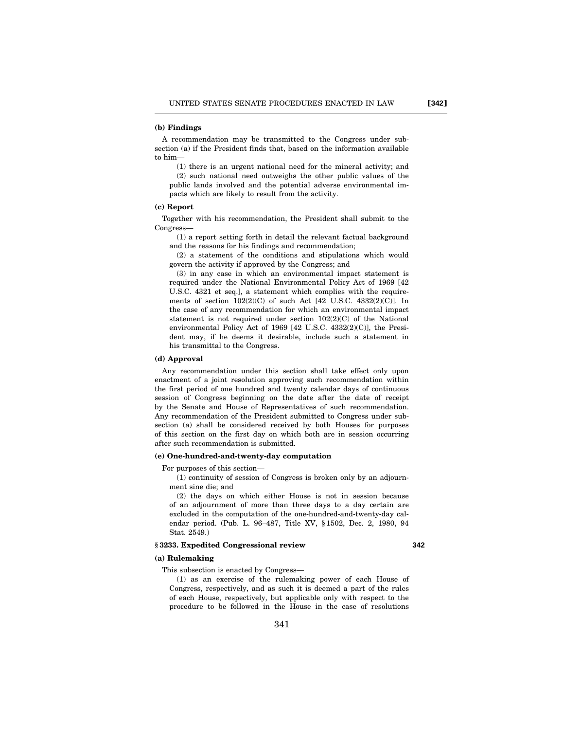**(b) Findings**

A recommendation may be transmitted to the Congress under subsection (a) if the President finds that, based on the information available to him—

(1) there is an urgent national need for the mineral activity; and

(2) such national need outweighs the other public values of the public lands involved and the potential adverse environmental impacts which are likely to result from the activity.

**(c) Report**

Together with his recommendation, the President shall submit to the Congress—

(1) a report setting forth in detail the relevant factual background and the reasons for his findings and recommendation;

(2) a statement of the conditions and stipulations which would govern the activity if approved by the Congress; and

(3) in any case in which an environmental impact statement is required under the National Environmental Policy Act of 1969 [42 U.S.C. 4321 et seq.], a statement which complies with the requirements of section 102(2)(C) of such Act [42 U.S.C. 4332(2)(C)]. In the case of any recommendation for which an environmental impact statement is not required under section 102(2)(C) of the National environmental Policy Act of 1969 [42 U.S.C. 4332(2)(C)], the President may, if he deems it desirable, include such a statement in his transmittal to the Congress.

**(d) Approval**

Any recommendation under this section shall take effect only upon enactment of a joint resolution approving such recommendation within the first period of one hundred and twenty calendar days of continuous session of Congress beginning on the date after the date of receipt by the Senate and House of Representatives of such recommendation. Any recommendation of the President submitted to Congress under subsection (a) shall be considered received by both Houses for purposes of this section on the first day on which both are in session occurring after such recommendation is submitted.

**(e) One-hundred-and-twenty-day computation**

For purposes of this section—

(1) continuity of session of Congress is broken only by an adjournment sine die; and

(2) the days on which either House is not in session because of an adjournment of more than three days to a day certain are excluded in the computation of the one-hundred-and-twenty-day calendar period. (Pub. L. 96–487, Title XV, § 1502, Dec. 2, 1980, 94 Stat. 2549.)

**§ 3233. Expedited Congressional review** **342**

**(a) Rulemaking**

This subsection is enacted by Congress—

(1) as an exercise of the rulemaking power of each House of Congress, respectively, and as such it is deemed a part of the rules of each House, respectively, but applicable only with respect to the procedure to be followed in the House in the case of resolutions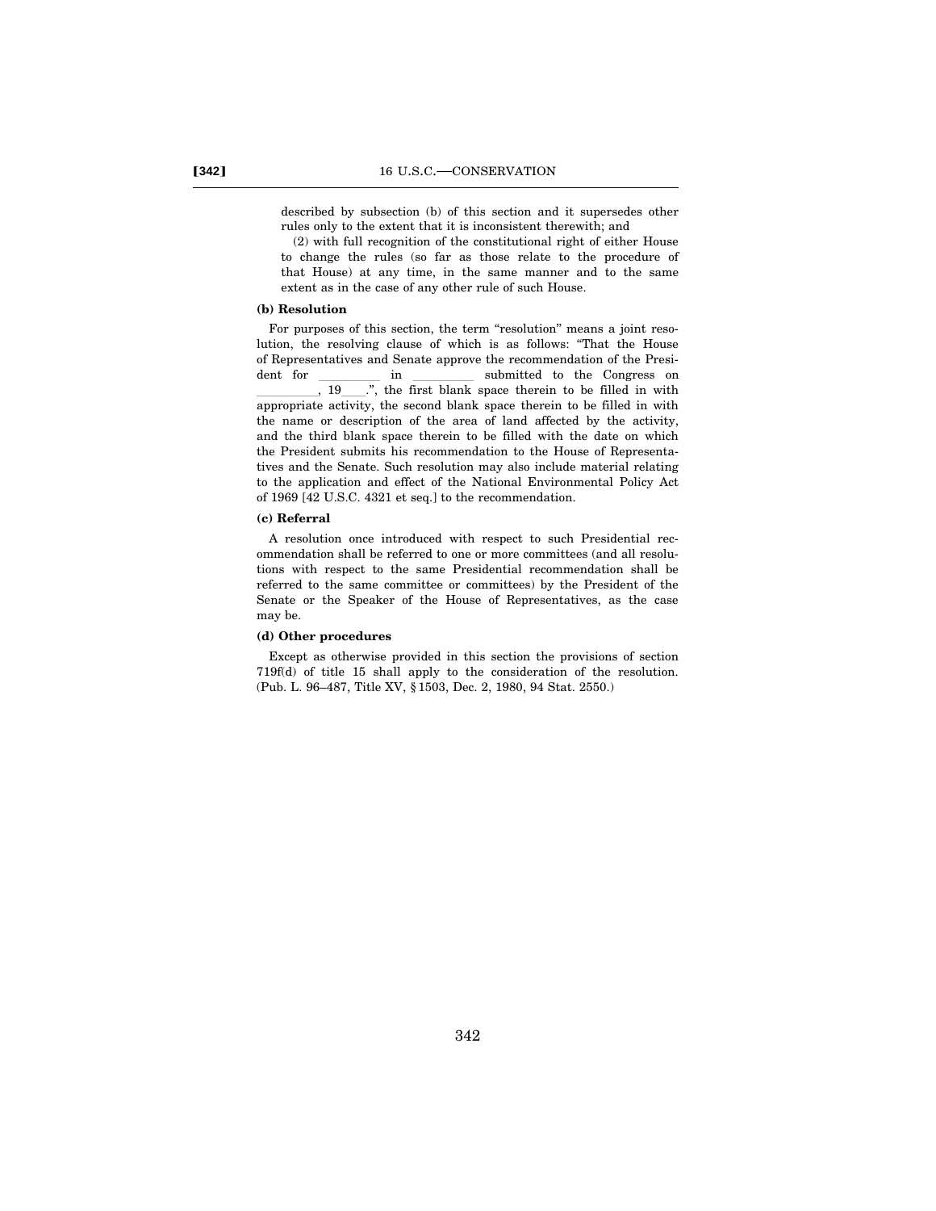described by subsection (b) of this section and it supersedes other rules only to the extent that it is inconsistent therewith; and

(2) with full recognition of the constitutional right of either House to change the rules (so far as those relate to the procedure of that House) at any time, in the same manner and to the same extent as in the case of any other rule of such House.

**(b) Resolution**

For purposes of this section, the term "resolution" means a joint resolution, the resolving clause of which is as follows: "That the House of Representatives and Senate approve the recommendation of the President for _________ in _________ submitted to the Congress on _________, 19___.", the first blank space therein to be filled in with appropriate activity, the second blank space therein to be filled in with the name or description of the area of land affected by the activity, and the third blank space therein to be filled with the date on which the President submits his recommendation to the House of Representatives and the Senate. Such resolution may also include material relating to the application and effect of the National Environmental Policy Act of 1969 [42 U.S.C. 4321 et seq.] to the recommendation.

**(c) Referral**

A resolution once introduced with respect to such Presidential recommendation shall be referred to one or more committees (and all resolutions with respect to the same Presidential recommendation shall be referred to the same committee or committees) by the President of the Senate or the Speaker of the House of Representatives, as the case may be.

**(d) Other procedures**

Except as otherwise provided in this section the provisions of section 719f(d) of title 15 shall apply to the consideration of the resolution. (Pub. L. 96–487, Title XV, § 1503, Dec. 2, 1980, 94 Stat. 2550.)